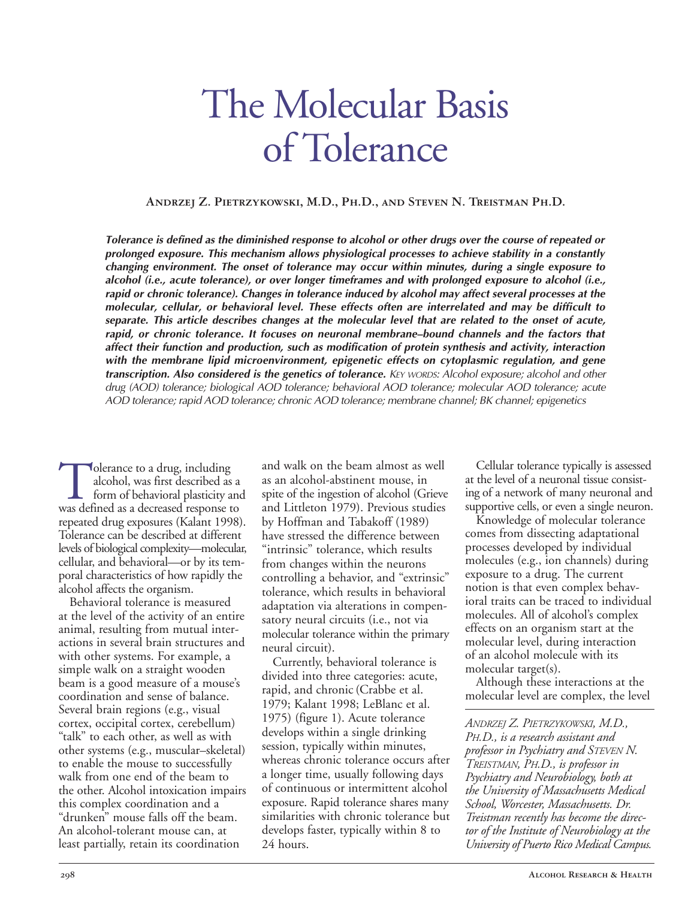# The Molecular Basis of Tolerance

**Andrzej Z. Pietrzykowski, M.D., Ph.D., and Steven N. Treistman Ph.D.**

***Tolerance is defined as the diminished response to alcohol or other drugs over the course of repeated or prolonged exposure. This mechanism allows physiological processes to achieve stability in a constantly changing environment. The onset of tolerance may occur within minutes, during a single exposure to alcohol (i.e., acute tolerance), or over longer timeframes and with prolonged exposure to alcohol (i.e., rapid or chronic tolerance). Changes in tolerance induced by alcohol may affect several processes at the molecular, cellular, or behavioral level. These effects often are interrelated and may be difficult to separate. This article describes changes at the molecular level that are related to the onset of acute, rapid, or chronic tolerance. It focuses on neuronal membrane–bound channels and the factors that affect their function and production, such as modification of protein synthesis and activity, interaction with the membrane lipid microenvironment, epigenetic effects on cytoplasmic regulation, and gene transcription. Also considered is the genetics of tolerance.*** *KEY WORDS: Alcohol exposure; alcohol and other drug (AOD) tolerance; biological AOD tolerance; behavioral AOD tolerance; molecular AOD tolerance; acute AOD tolerance; rapid AOD tolerance; chronic AOD tolerance; membrane channel; BK channel; epigenetics*

Tolerance to a drug, including alcohol, was first described as a form of behavioral plasticity and was defined as a decreased response to repeated drug exposures (Kalant 1998). Tolerance can be described at different levels of biological complexity—molecular, cellular, and behavioral—or by its temporal characteristics of how rapidly the alcohol affects the organism.

Behavioral tolerance is measured at the level of the activity of an entire animal, resulting from mutual interactions in several brain structures and with other systems. For example, a simple walk on a straight wooden beam is a good measure of a mouse's coordination and sense of balance. Several brain regions (e.g., visual cortex, occipital cortex, cerebellum) "talk" to each other, as well as with other systems (e.g., muscular–skeletal) to enable the mouse to successfully walk from one end of the beam to the other. Alcohol intoxication impairs this complex coordination and a "drunken" mouse falls off the beam. An alcohol-tolerant mouse can, at least partially, retain its coordination and walk on the beam almost as well as an alcohol-abstinent mouse, in spite of the ingestion of alcohol (Grieve and Littleton 1979). Previous studies by Hoffman and Tabakoff (1989) have stressed the difference between "intrinsic" tolerance, which results from changes within the neurons controlling a behavior, and "extrinsic" tolerance, which results in behavioral adaptation via alterations in compensatory neural circuits (i.e., not via molecular tolerance within the primary neural circuit).

Currently, behavioral tolerance is divided into three categories: acute, rapid, and chronic (Crabbe et al. 1979; Kalant 1998; LeBlanc et al. 1975) (figure 1). Acute tolerance develops within a single drinking session, typically within minutes, whereas chronic tolerance occurs after a longer time, usually following days of continuous or intermittent alcohol exposure. Rapid tolerance shares many similarities with chronic tolerance but develops faster, typically within 8 to 24 hours.

Cellular tolerance typically is assessed at the level of a neuronal tissue consisting of a network of many neuronal and supportive cells, or even a single neuron.

Knowledge of molecular tolerance comes from dissecting adaptational processes developed by individual molecules (e.g., ion channels) during exposure to a drug. The current notion is that even complex behavioral traits can be traced to individual molecules. All of alcohol's complex effects on an organism start at the molecular level, during interaction of an alcohol molecule with its molecular target(s).

Although these interactions at the molecular level are complex, the level

*ANDRZEJ Z. PIETRZYKOWSKI, M.D., PH.D., is a research assistant and professor in Psychiatry and STEVEN N. TREISTMAN, PH.D., is professor in Psychiatry and Neurobiology, both at the University of Massachusetts Medical School, Worcester, Massachusetts. Dr. Treistman recently has become the director of the Institute of Neurobiology at the University of Puerto Rico Medical Campus.*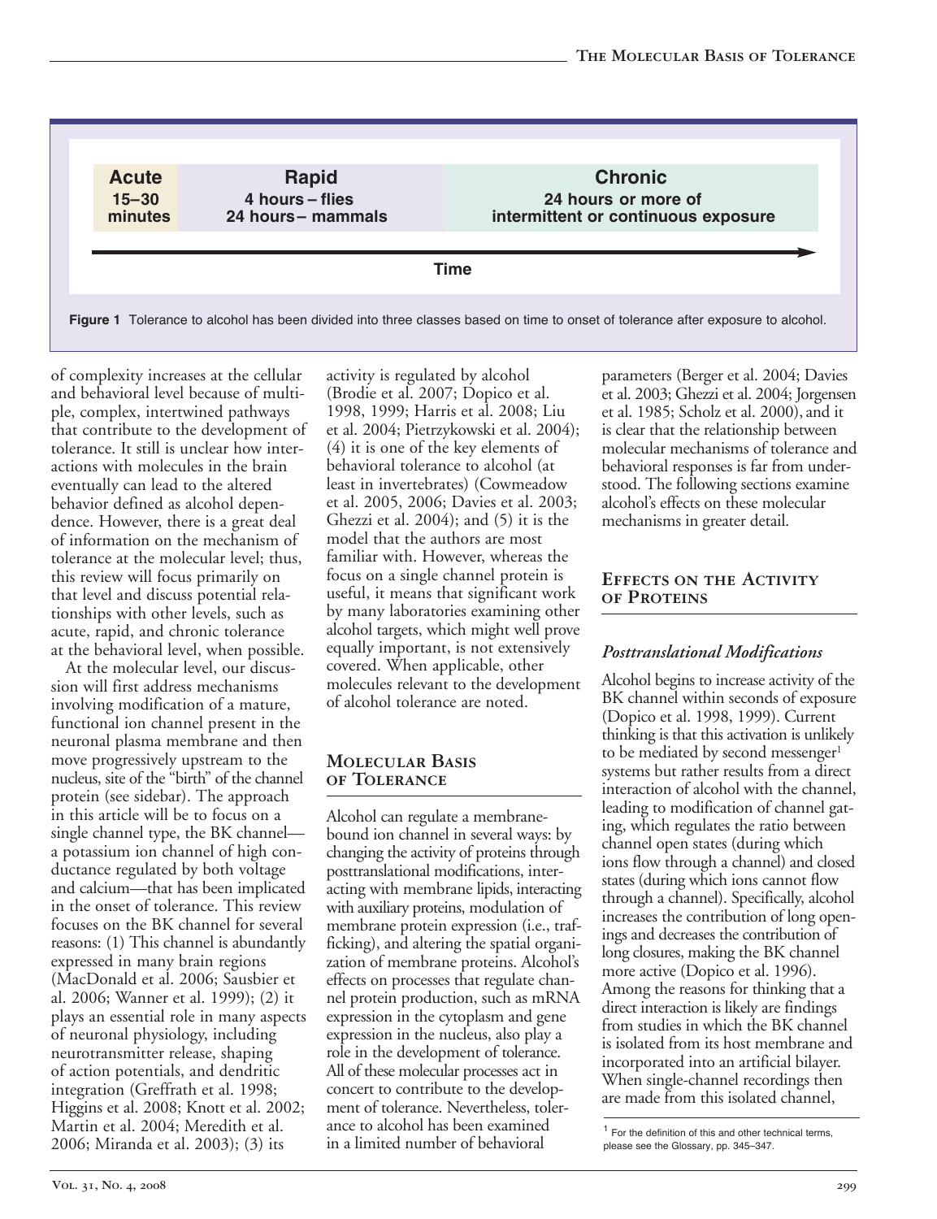| Acute | Rapid | Chronic |
|---|---|---|
| 15–30 minutes | 4 hours – flies<br>24 hours – mammals | 24 hours or more of intermittent or continuous exposure |

Time →

**Figure 1** Tolerance to alcohol has been divided into three classes based on time to onset of tolerance after exposure to alcohol.

of complexity increases at the cellular and behavioral level because of multiple, complex, intertwined pathways that contribute to the development of tolerance. It still is unclear how interactions with molecules in the brain eventually can lead to the altered behavior defined as alcohol dependence. However, there is a great deal of information on the mechanism of tolerance at the molecular level; thus, this review will focus primarily on that level and discuss potential relationships with other levels, such as acute, rapid, and chronic tolerance at the behavioral level, when possible.

At the molecular level, our discussion will first address mechanisms involving modification of a mature, functional ion channel present in the neuronal plasma membrane and then move progressively upstream to the nucleus, site of the "birth" of the channel protein (see sidebar). The approach in this article will be to focus on a single channel type, the BK channel—a potassium ion channel of high conductance regulated by both voltage and calcium—that has been implicated in the onset of tolerance. This review focuses on the BK channel for several reasons: (1) This channel is abundantly expressed in many brain regions (MacDonald et al. 2006; Sausbier et al. 2006; Wanner et al. 1999); (2) it plays an essential role in many aspects of neuronal physiology, including neurotransmitter release, shaping of action potentials, and dendritic integration (Greffrath et al. 1998; Higgins et al. 2008; Knott et al. 2002; Martin et al. 2004; Meredith et al. 2006; Miranda et al. 2003); (3) its activity is regulated by alcohol (Brodie et al. 2007; Dopico et al. 1998, 1999; Harris et al. 2008; Liu et al. 2004; Pietrzykowski et al. 2004); (4) it is one of the key elements of behavioral tolerance to alcohol (at least in invertebrates) (Cowmeadow et al. 2005, 2006; Davies et al. 2003; Ghezzi et al. 2004); and (5) it is the model that the authors are most familiar with. However, whereas the focus on a single channel protein is useful, it means that significant work by many laboratories examining other alcohol targets, which might well prove equally important, is not extensively covered. When applicable, other molecules relevant to the development of alcohol tolerance are noted.

## Molecular Basis of Tolerance

Alcohol can regulate a membrane-bound ion channel in several ways: by changing the activity of proteins through posttranslational modifications, interacting with membrane lipids, interacting with auxiliary proteins, modulation of membrane protein expression (i.e., trafficking), and altering the spatial organization of membrane proteins. Alcohol's effects on processes that regulate channel protein production, such as mRNA expression in the cytoplasm and gene expression in the nucleus, also play a role in the development of tolerance. All of these molecular processes act in concert to contribute to the development of tolerance. Nevertheless, tolerance to alcohol has been examined in a limited number of behavioral parameters (Berger et al. 2004; Davies et al. 2003; Ghezzi et al. 2004; Jorgensen et al. 1985; Scholz et al. 2000), and it is clear that the relationship between molecular mechanisms of tolerance and behavioral responses is far from understood. The following sections examine alcohol's effects on these molecular mechanisms in greater detail.

## Effects on the Activity of Proteins

### *Posttranslational Modifications*

Alcohol begins to increase activity of the BK channel within seconds of exposure (Dopico et al. 1998, 1999). Current thinking is that this activation is unlikely to be mediated by second messenger[1] systems but rather results from a direct interaction of alcohol with the channel, leading to modification of channel gating, which regulates the ratio between channel open states (during which ions flow through a channel) and closed states (during which ions cannot flow through a channel). Specifically, alcohol increases the contribution of long openings and decreases the contribution of long closures, making the BK channel more active (Dopico et al. 1996). Among the reasons for thinking that a direct interaction is likely are findings from studies in which the BK channel is isolated from its host membrane and incorporated into an artificial bilayer. When single-channel recordings then are made from this isolated channel,

[1] For the definition of this and other technical terms, please see the Glossary, pp. 345–347.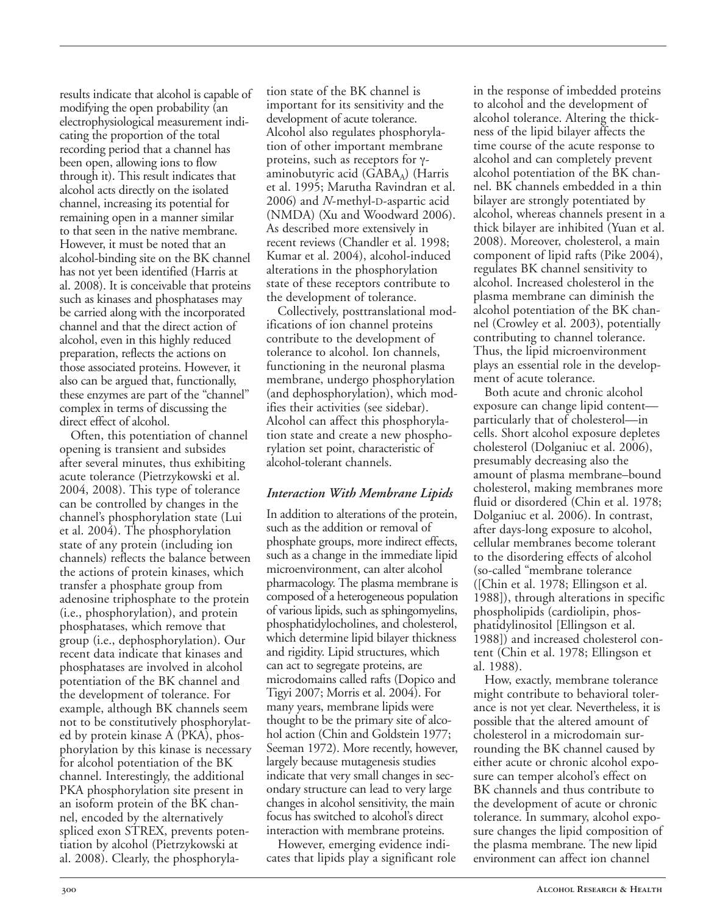results indicate that alcohol is capable of modifying the open probability (an electrophysiological measurement indicating the proportion of the total recording period that a channel has been open, allowing ions to flow through it). This result indicates that alcohol acts directly on the isolated channel, increasing its potential for remaining open in a manner similar to that seen in the native membrane. However, it must be noted that an alcohol-binding site on the BK channel has not yet been identified (Harris at al. 2008). It is conceivable that proteins such as kinases and phosphatases may be carried along with the incorporated channel and that the direct action of alcohol, even in this highly reduced preparation, reflects the actions on those associated proteins. However, it also can be argued that, functionally, these enzymes are part of the "channel" complex in terms of discussing the direct effect of alcohol.

Often, this potentiation of channel opening is transient and subsides after several minutes, thus exhibiting acute tolerance (Pietrzykowski et al. 2004, 2008). This type of tolerance can be controlled by changes in the channel's phosphorylation state (Lui et al. 2004). The phosphorylation state of any protein (including ion channels) reflects the balance between the actions of protein kinases, which transfer a phosphate group from adenosine triphosphate to the protein (i.e., phosphorylation), and protein phosphatases, which remove that group (i.e., dephosphorylation). Our recent data indicate that kinases and phosphatases are involved in alcohol potentiation of the BK channel and the development of tolerance. For example, although BK channels seem not to be constitutively phosphorylated by protein kinase A (PKA), phosphorylation by this kinase is necessary for alcohol potentiation of the BK channel. Interestingly, the additional PKA phosphorylation site present in an isoform protein of the BK channel, encoded by the alternatively spliced exon STREX, prevents potentiation by alcohol (Pietrzykowski at al. 2008). Clearly, the phosphorylation state of the BK channel is important for its sensitivity and the development of acute tolerance. Alcohol also regulates phosphorylation of other important membrane proteins, such as receptors for γ-aminobutyric acid ($GABA_A$) (Harris et al. 1995; Marutha Ravindran et al. 2006) and *N*-methyl-D-aspartic acid (NMDA) (Xu and Woodward 2006). As described more extensively in recent reviews (Chandler et al. 1998; Kumar et al. 2004), alcohol-induced alterations in the phosphorylation state of these receptors contribute to the development of tolerance.

Collectively, posttranslational modifications of ion channel proteins contribute to the development of tolerance to alcohol. Ion channels, functioning in the neuronal plasma membrane, undergo phosphorylation (and dephosphorylation), which modifies their activities (see sidebar). Alcohol can affect this phosphorylation state and create a new phosphorylation set point, characteristic of alcohol-tolerant channels.

### *Interaction With Membrane Lipids*

In addition to alterations of the protein, such as the addition or removal of phosphate groups, more indirect effects, such as a change in the immediate lipid microenvironment, can alter alcohol pharmacology. The plasma membrane is composed of a heterogeneous population of various lipids, such as sphingomyelins, phosphatidylocholines, and cholesterol, which determine lipid bilayer thickness and rigidity. Lipid structures, which can act to segregate proteins, are microdomains called rafts (Dopico and Tigyi 2007; Morris et al. 2004). For many years, membrane lipids were thought to be the primary site of alcohol action (Chin and Goldstein 1977; Seeman 1972). More recently, however, largely because mutagenesis studies indicate that very small changes in secondary structure can lead to very large changes in alcohol sensitivity, the main focus has switched to alcohol's direct interaction with membrane proteins.

However, emerging evidence indicates that lipids play a significant role in the response of imbedded proteins to alcohol and the development of alcohol tolerance. Altering the thickness of the lipid bilayer affects the time course of the acute response to alcohol and can completely prevent alcohol potentiation of the BK channel. BK channels embedded in a thin bilayer are strongly potentiated by alcohol, whereas channels present in a thick bilayer are inhibited (Yuan et al. 2008). Moreover, cholesterol, a main component of lipid rafts (Pike 2004), regulates BK channel sensitivity to alcohol. Increased cholesterol in the plasma membrane can diminish the alcohol potentiation of the BK channel (Crowley et al. 2003), potentially contributing to channel tolerance. Thus, the lipid microenvironment plays an essential role in the development of acute tolerance.

Both acute and chronic alcohol exposure can change lipid content—particularly that of cholesterol—in cells. Short alcohol exposure depletes cholesterol (Dolganiuc et al. 2006), presumably decreasing also the amount of plasma membrane–bound cholesterol, making membranes more fluid or disordered (Chin et al. 1978; Dolganiuc et al. 2006). In contrast, after days-long exposure to alcohol, cellular membranes become tolerant to the disordering effects of alcohol (so-called "membrane tolerance ([Chin et al. 1978; Ellingson et al. 1988]), through alterations in specific phospholipids (cardiolipin, phosphatidylinositol [Ellingson et al. 1988]) and increased cholesterol content (Chin et al. 1978; Ellingson et al. 1988).

How, exactly, membrane tolerance might contribute to behavioral tolerance is not yet clear. Nevertheless, it is possible that the altered amount of cholesterol in a microdomain surrounding the BK channel caused by either acute or chronic alcohol exposure can temper alcohol's effect on BK channels and thus contribute to the development of acute or chronic tolerance. In summary, alcohol exposure changes the lipid composition of the plasma membrane. The new lipid environment can affect ion channel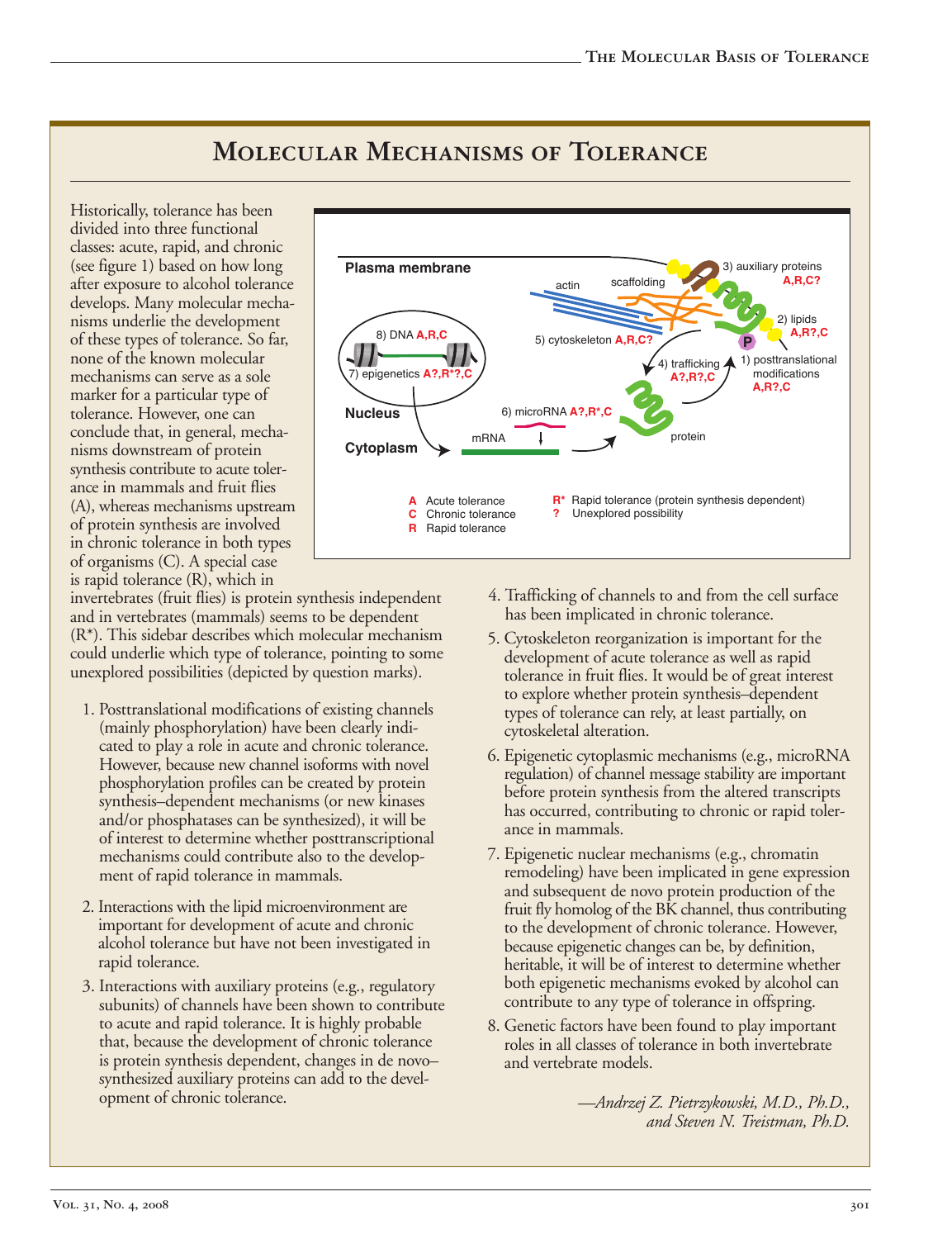# Molecular Mechanisms of Tolerance

Historically, tolerance has been divided into three functional classes: acute, rapid, and chronic (see figure 1) based on how long after exposure to alcohol tolerance develops. Many molecular mechanisms underlie the development of these types of tolerance. So far, none of the known molecular mechanisms can serve as a sole marker for a particular type of tolerance. However, one can conclude that, in general, mechanisms downstream of protein synthesis contribute to acute tolerance in mammals and fruit flies (A), whereas mechanisms upstream of protein synthesis are involved in chronic tolerance in both types of organisms (C). A special case is rapid tolerance (R), which in invertebrates (fruit flies) is protein synthesis independent and in vertebrates (mammals) seems to be dependent (R*). This sidebar describes which molecular mechanism could underlie which type of tolerance, pointing to some unexplored possibilities (depicted by question marks).

Plasma membrane | actin | scaffolding | 3) auxiliary proteins **A,R,C?** | 2) lipids **A,R?,C** | 1) posttranslational modifications **A,R?,C** | 5) cytoskeleton **A,R,C?** | 4) trafficking **A?,R?,C** | 8) DNA **A,R,C** | 7) epigenetics **A?,R*?,C** | Nucleus | Cytoplasm | 6) microRNA **A?,R*,C** | mRNA | protein

**A** Acute tolerance
**C** Chronic tolerance
**R** Rapid tolerance
**R*** Rapid tolerance (protein synthesis dependent)
**?** Unexplored possibility

1. Posttranslational modifications of existing channels (mainly phosphorylation) have been clearly indicated to play a role in acute and chronic tolerance. However, because new channel isoforms with novel phosphorylation profiles can be created by protein synthesis–dependent mechanisms (or new kinases and/or phosphatases can be synthesized), it will be of interest to determine whether posttranscriptional mechanisms could contribute also to the development of rapid tolerance in mammals.
2. Interactions with the lipid microenvironment are important for development of acute and chronic alcohol tolerance but have not been investigated in rapid tolerance.
3. Interactions with auxiliary proteins (e.g., regulatory subunits) of channels have been shown to contribute to acute and rapid tolerance. It is highly probable that, because the development of chronic tolerance is protein synthesis dependent, changes in de novo–synthesized auxiliary proteins can add to the development of chronic tolerance.
4. Trafficking of channels to and from the cell surface has been implicated in chronic tolerance.
5. Cytoskeleton reorganization is important for the development of acute tolerance as well as rapid tolerance in fruit flies. It would be of great interest to explore whether protein synthesis–dependent types of tolerance can rely, at least partially, on cytoskeletal alteration.
6. Epigenetic cytoplasmic mechanisms (e.g., microRNA regulation) of channel message stability are important before protein synthesis from the altered transcripts has occurred, contributing to chronic or rapid tolerance in mammals.
7. Epigenetic nuclear mechanisms (e.g., chromatin remodeling) have been implicated in gene expression and subsequent de novo protein production of the fruit fly homolog of the BK channel, thus contributing to the development of chronic tolerance. However, because epigenetic changes can be, by definition, heritable, it will be of interest to determine whether both epigenetic mechanisms evoked by alcohol can contribute to any type of tolerance in offspring.
8. Genetic factors have been found to play important roles in all classes of tolerance in both invertebrate and vertebrate models.

*—Andrzej Z. Pietrzykowski, M.D., Ph.D., and Steven N. Treistman, Ph.D.*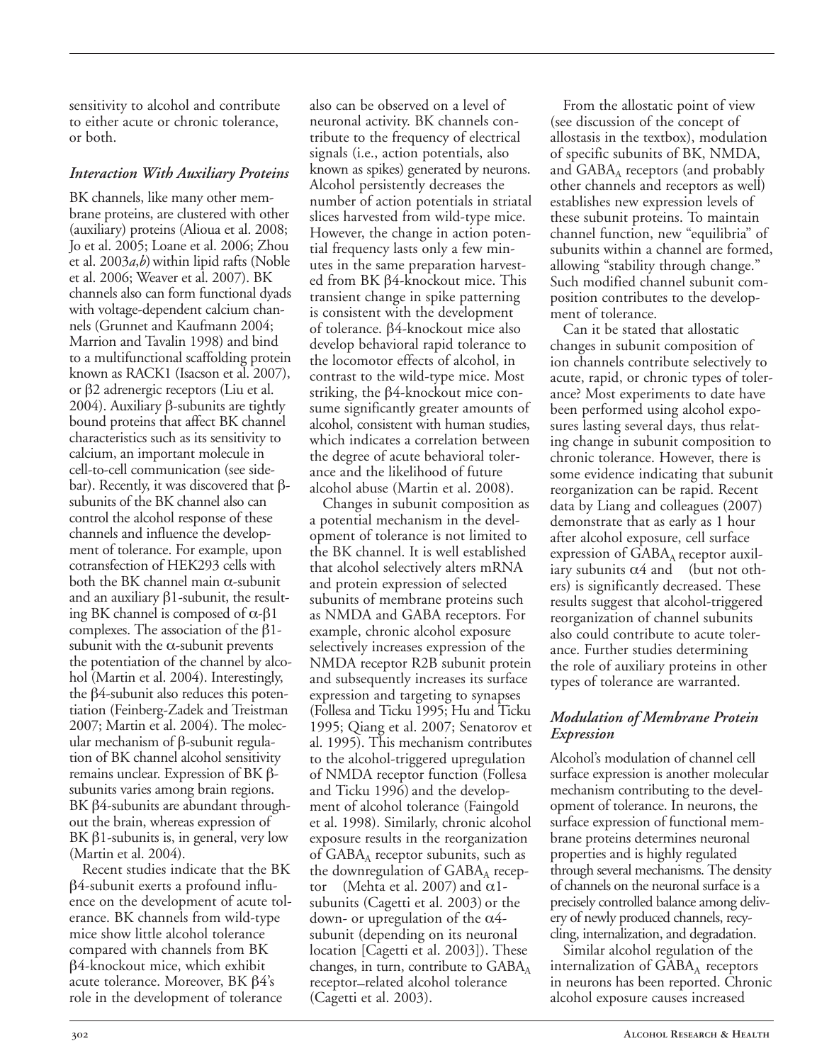sensitivity to alcohol and contribute to either acute or chronic tolerance, or both.

### *Interaction With Auxiliary Proteins*

BK channels, like many other membrane proteins, are clustered with other (auxiliary) proteins (Alioua et al. 2008; Jo et al. 2005; Loane et al. 2006; Zhou et al. 2003*a*,*b*) within lipid rafts (Noble et al. 2006; Weaver et al. 2007). BK channels also can form functional dyads with voltage-dependent calcium channels (Grunnet and Kaufmann 2004; Marrion and Tavalin 1998) and bind to a multifunctional scaffolding protein known as RACK1 (Isacson et al. 2007), or β2 adrenergic receptors (Liu et al. 2004). Auxiliary β-subunits are tightly bound proteins that affect BK channel characteristics such as its sensitivity to calcium, an important molecule in cell-to-cell communication (see sidebar). Recently, it was discovered that β-subunits of the BK channel also can control the alcohol response of these channels and influence the development of tolerance. For example, upon cotransfection of HEK293 cells with both the BK channel main α-subunit and an auxiliary β1-subunit, the resulting BK channel is composed of α-β1 complexes. The association of the β1-subunit with the α-subunit prevents the potentiation of the channel by alcohol (Martin et al. 2004). Interestingly, the β4-subunit also reduces this potentiation (Feinberg-Zadek and Treistman 2007; Martin et al. 2004). The molecular mechanism of β-subunit regulation of BK channel alcohol sensitivity remains unclear. Expression of BK β-subunits varies among brain regions. BK β4-subunits are abundant throughout the brain, whereas expression of BK β1-subunits is, in general, very low (Martin et al. 2004).

Recent studies indicate that the BK β4-subunit exerts a profound influence on the development of acute tolerance. BK channels from wild-type mice show little alcohol tolerance compared with channels from BK β4-knockout mice, which exhibit acute tolerance. Moreover, BK β4's role in the development of tolerance also can be observed on a level of neuronal activity. BK channels contribute to the frequency of electrical signals (i.e., action potentials, also known as spikes) generated by neurons. Alcohol persistently decreases the number of action potentials in striatal slices harvested from wild-type mice. However, the change in action potential frequency lasts only a few minutes in the same preparation harvested from BK β4-knockout mice. This transient change in spike patterning is consistent with the development of tolerance. β4-knockout mice also develop behavioral rapid tolerance to the locomotor effects of alcohol, in contrast to the wild-type mice. Most striking, the β4-knockout mice consume significantly greater amounts of alcohol, consistent with human studies, which indicates a correlation between the degree of acute behavioral tolerance and the likelihood of future alcohol abuse (Martin et al. 2008).

Changes in subunit composition as a potential mechanism in the development of tolerance is not limited to the BK channel. It is well established that alcohol selectively alters mRNA and protein expression of selected subunits of membrane proteins such as NMDA and GABA receptors. For example, chronic alcohol exposure selectively increases expression of the NMDA receptor R2B subunit protein and subsequently increases its surface expression and targeting to synapses (Follesa and Ticku 1995; Hu and Ticku 1995; Qiang et al. 2007; Senatorov et al. 1995). This mechanism contributes to the alcohol-triggered upregulation of NMDA receptor function (Follesa and Ticku 1996) and the development of alcohol tolerance (Faingold et al. 1998). Similarly, chronic alcohol exposure results in the reorganization of $GABA_A$ receptor subunits, such as the downregulation of $GABA_A$ receptor (Mehta et al. 2007) and α1-subunits (Cagetti et al. 2003) or the down- or upregulation of the α4-subunit (depending on its neuronal location [Cagetti et al. 2003]). These changes, in turn, contribute to $GABA_A$ receptor–related alcohol tolerance (Cagetti et al. 2003).

From the allostatic point of view (see discussion of the concept of allostasis in the textbox), modulation of specific subunits of BK, NMDA, and $GABA_A$ receptors (and probably other channels and receptors as well) establishes new expression levels of these subunit proteins. To maintain channel function, new "equilibria" of subunits within a channel are formed, allowing "stability through change." Such modified channel subunit composition contributes to the development of tolerance.

Can it be stated that allostatic changes in subunit composition of ion channels contribute selectively to acute, rapid, or chronic types of tolerance? Most experiments to date have been performed using alcohol exposures lasting several days, thus relating change in subunit composition to chronic tolerance. However, there is some evidence indicating that subunit reorganization can be rapid. Recent data by Liang and colleagues (2007) demonstrate that as early as 1 hour after alcohol exposure, cell surface expression of $GABA_A$ receptor auxiliary subunits α4 and (but not others) is significantly decreased. These results suggest that alcohol-triggered reorganization of channel subunits also could contribute to acute tolerance. Further studies determining the role of auxiliary proteins in other types of tolerance are warranted.

### *Modulation of Membrane Protein Expression*

Alcohol's modulation of channel cell surface expression is another molecular mechanism contributing to the development of tolerance. In neurons, the surface expression of functional membrane proteins determines neuronal properties and is highly regulated through several mechanisms. The density of channels on the neuronal surface is a precisely controlled balance among delivery of newly produced channels, recycling, internalization, and degradation.

Similar alcohol regulation of the internalization of $GABA_A$ receptors in neurons has been reported. Chronic alcohol exposure causes increased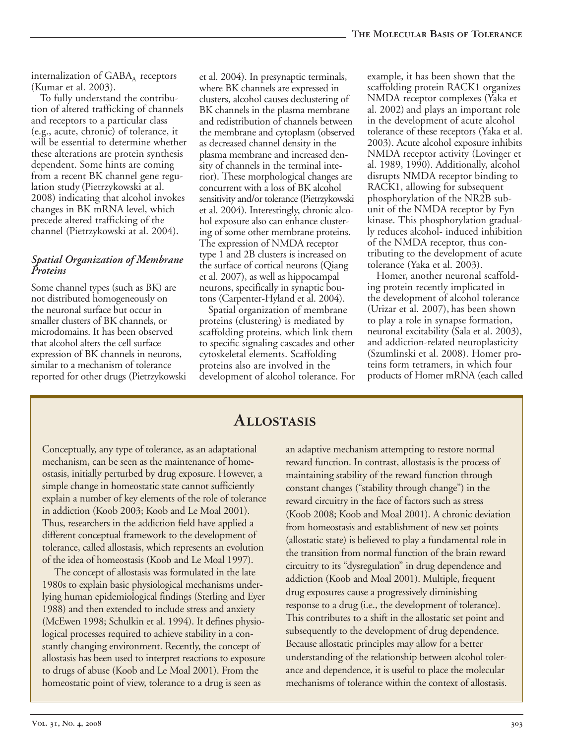internalization of $GABA_A$ receptors (Kumar et al. 2003).

To fully understand the contribution of altered trafficking of channels and receptors to a particular class (e.g., acute, chronic) of tolerance, it will be essential to determine whether these alterations are protein synthesis dependent. Some hints are coming from a recent BK channel gene regulation study (Pietrzykowski at al. 2008) indicating that alcohol invokes changes in BK mRNA level, which precede altered trafficking of the channel (Pietrzykowski at al. 2004).

### *Spatial Organization of Membrane Proteins*

Some channel types (such as BK) are not distributed homogeneously on the neuronal surface but occur in smaller clusters of BK channels, or microdomains. It has been observed that alcohol alters the cell surface expression of BK channels in neurons, similar to a mechanism of tolerance reported for other drugs (Pietrzykowski et al. 2004). In presynaptic terminals, where BK channels are expressed in clusters, alcohol causes declustering of BK channels in the plasma membrane and redistribution of channels between the membrane and cytoplasm (observed as decreased channel density in the plasma membrane and increased density of channels in the terminal interior). These morphological changes are concurrent with a loss of BK alcohol sensitivity and/or tolerance (Pietrzykowski et al. 2004). Interestingly, chronic alcohol exposure also can enhance clustering of some other membrane proteins. The expression of NMDA receptor type 1 and 2B clusters is increased on the surface of cortical neurons (Qiang et al. 2007), as well as hippocampal neurons, specifically in synaptic boutons (Carpenter-Hyland et al. 2004).

Spatial organization of membrane proteins (clustering) is mediated by scaffolding proteins, which link them to specific signaling cascades and other cytoskeletal elements. Scaffolding proteins also are involved in the development of alcohol tolerance. For example, it has been shown that the scaffolding protein RACK1 organizes NMDA receptor complexes (Yaka et al. 2002) and plays an important role in the development of acute alcohol tolerance of these receptors (Yaka et al. 2003). Acute alcohol exposure inhibits NMDA receptor activity (Lovinger et al. 1989, 1990). Additionally, alcohol disrupts NMDA receptor binding to RACK1, allowing for subsequent phosphorylation of the NR2B subunit of the NMDA receptor by Fyn kinase. This phosphorylation gradually reduces alcohol- induced inhibition of the NMDA receptor, thus contributing to the development of acute tolerance (Yaka et al. 2003).

Homer, another neuronal scaffolding protein recently implicated in the development of alcohol tolerance (Urizar et al. 2007), has been shown to play a role in synapse formation, neuronal excitability (Sala et al. 2003), and addiction-related neuroplasticity (Szumlinski et al. 2008). Homer proteins form tetramers, in which four products of Homer mRNA (each called

## Allostasis

Conceptually, any type of tolerance, as an adaptational mechanism, can be seen as the maintenance of homeostasis, initially perturbed by drug exposure. However, a simple change in homeostatic state cannot sufficiently explain a number of key elements of the role of tolerance in addiction (Koob 2003; Koob and Le Moal 2001). Thus, researchers in the addiction field have applied a different conceptual framework to the development of tolerance, called allostasis, which represents an evolution of the idea of homeostasis (Koob and Le Moal 1997).

The concept of allostasis was formulated in the late 1980s to explain basic physiological mechanisms underlying human epidemiological findings (Sterling and Eyer 1988) and then extended to include stress and anxiety (McEwen 1998; Schulkin et al. 1994). It defines physiological processes required to achieve stability in a constantly changing environment. Recently, the concept of allostasis has been used to interpret reactions to exposure to drugs of abuse (Koob and Le Moal 2001). From the homeostatic point of view, tolerance to a drug is seen as an adaptive mechanism attempting to restore normal reward function. In contrast, allostasis is the process of maintaining stability of the reward function through constant changes ("stability through change") in the reward circuitry in the face of factors such as stress (Koob 2008; Koob and Moal 2001). A chronic deviation from homeostasis and establishment of new set points (allostatic state) is believed to play a fundamental role in the transition from normal function of the brain reward circuitry to its "dysregulation" in drug dependence and addiction (Koob and Moal 2001). Multiple, frequent drug exposures cause a progressively diminishing response to a drug (i.e., the development of tolerance). This contributes to a shift in the allostatic set point and subsequently to the development of drug dependence. Because allostatic principles may allow for a better understanding of the relationship between alcohol tolerance and dependence, it is useful to place the molecular mechanisms of tolerance within the context of allostasis.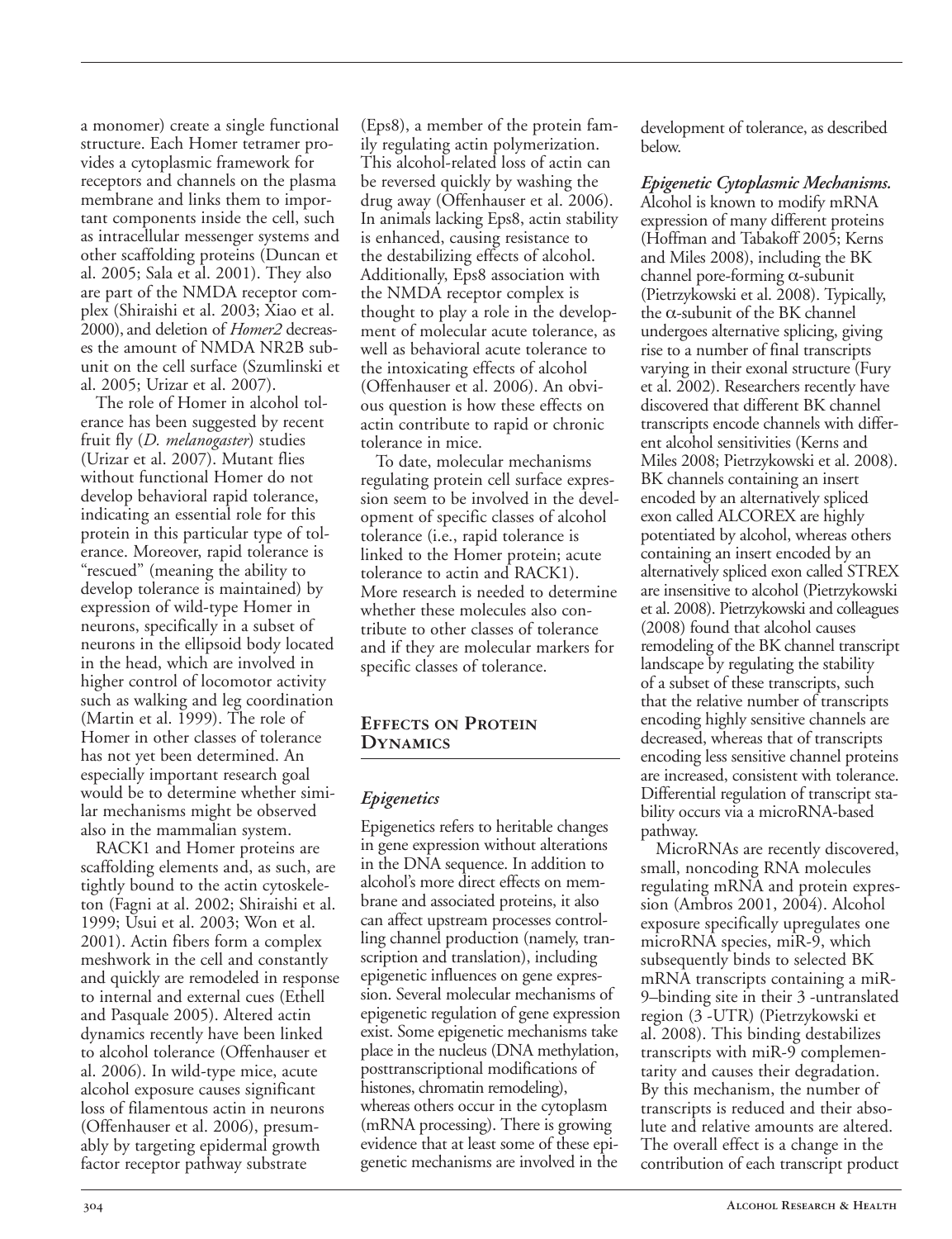a monomer) create a single functional structure. Each Homer tetramer provides a cytoplasmic framework for receptors and channels on the plasma membrane and links them to important components inside the cell, such as intracellular messenger systems and other scaffolding proteins (Duncan et al. 2005; Sala et al. 2001). They also are part of the NMDA receptor complex (Shiraishi et al. 2003; Xiao et al. 2000), and deletion of *Homer2* decreases the amount of NMDA NR2B subunit on the cell surface (Szumlinski et al. 2005; Urizar et al. 2007).

The role of Homer in alcohol tolerance has been suggested by recent fruit fly (*D. melanogaster*) studies (Urizar et al. 2007). Mutant flies without functional Homer do not develop behavioral rapid tolerance, indicating an essential role for this protein in this particular type of tolerance. Moreover, rapid tolerance is "rescued" (meaning the ability to develop tolerance is maintained) by expression of wild-type Homer in neurons, specifically in a subset of neurons in the ellipsoid body located in the head, which are involved in higher control of locomotor activity such as walking and leg coordination (Martin et al. 1999). The role of Homer in other classes of tolerance has not yet been determined. An especially important research goal would be to determine whether similar mechanisms might be observed also in the mammalian system.

RACK1 and Homer proteins are scaffolding elements and, as such, are tightly bound to the actin cytoskeleton (Fagni at al. 2002; Shiraishi et al. 1999; Usui et al. 2003; Won et al. 2001). Actin fibers form a complex meshwork in the cell and constantly and quickly are remodeled in response to internal and external cues (Ethell and Pasquale 2005). Altered actin dynamics recently have been linked to alcohol tolerance (Offenhauser et al. 2006). In wild-type mice, acute alcohol exposure causes significant loss of filamentous actin in neurons (Offenhauser et al. 2006), presumably by targeting epidermal growth factor receptor pathway substrate (Eps8), a member of the protein family regulating actin polymerization. This alcohol-related loss of actin can be reversed quickly by washing the drug away (Offenhauser et al. 2006). In animals lacking Eps8, actin stability is enhanced, causing resistance to the destabilizing effects of alcohol. Additionally, Eps8 association with the NMDA receptor complex is thought to play a role in the development of molecular acute tolerance, as well as behavioral acute tolerance to the intoxicating effects of alcohol (Offenhauser et al. 2006). An obvious question is how these effects on actin contribute to rapid or chronic tolerance in mice.

To date, molecular mechanisms regulating protein cell surface expression seem to be involved in the development of specific classes of alcohol tolerance (i.e., rapid tolerance is linked to the Homer protein; acute tolerance to actin and RACK1). More research is needed to determine whether these molecules also contribute to other classes of tolerance and if they are molecular markers for specific classes of tolerance.

## Effects on Protein Dynamics

### *Epigenetics*

Epigenetics refers to heritable changes in gene expression without alterations in the DNA sequence. In addition to alcohol's more direct effects on membrane and associated proteins, it also can affect upstream processes controlling channel production (namely, transcription and translation), including epigenetic influences on gene expression. Several molecular mechanisms of epigenetic regulation of gene expression exist. Some epigenetic mechanisms take place in the nucleus (DNA methylation, posttranscriptional modifications of histones, chromatin remodeling), whereas others occur in the cytoplasm (mRNA processing). There is growing evidence that at least some of these epigenetic mechanisms are involved in the development of tolerance, as described below.

***Epigenetic Cytoplasmic Mechanisms.*** Alcohol is known to modify mRNA expression of many different proteins (Hoffman and Tabakoff 2005; Kerns and Miles 2008), including the BK channel pore-forming α-subunit (Pietrzykowski et al. 2008). Typically, the α-subunit of the BK channel undergoes alternative splicing, giving rise to a number of final transcripts varying in their exonal structure (Fury et al. 2002). Researchers recently have discovered that different BK channel transcripts encode channels with different alcohol sensitivities (Kerns and Miles 2008; Pietrzykowski et al. 2008). BK channels containing an insert encoded by an alternatively spliced exon called ALCOREX are highly potentiated by alcohol, whereas others containing an insert encoded by an alternatively spliced exon called STREX are insensitive to alcohol (Pietrzykowski et al. 2008). Pietrzykowski and colleagues (2008) found that alcohol causes remodeling of the BK channel transcript landscape by regulating the stability of a subset of these transcripts, such that the relative number of transcripts encoding highly sensitive channels are decreased, whereas that of transcripts encoding less sensitive channel proteins are increased, consistent with tolerance. Differential regulation of transcript stability occurs via a microRNA-based pathway.

MicroRNAs are recently discovered, small, noncoding RNA molecules regulating mRNA and protein expression (Ambros 2001, 2004). Alcohol exposure specifically upregulates one microRNA species, miR-9, which subsequently binds to selected BK mRNA transcripts containing a miR-9–binding site in their 3 -untranslated region (3 -UTR) (Pietrzykowski et al. 2008). This binding destabilizes transcripts with miR-9 complementarity and causes their degradation. By this mechanism, the number of transcripts is reduced and their absolute and relative amounts are altered. The overall effect is a change in the contribution of each transcript product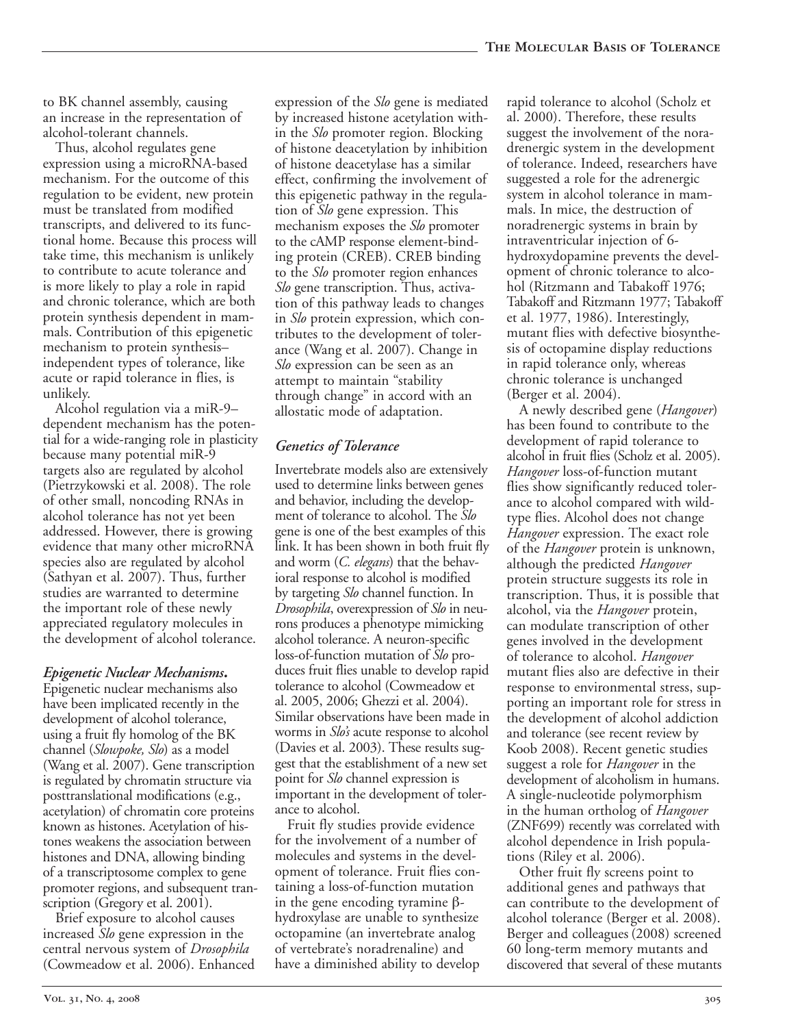to BK channel assembly, causing an increase in the representation of alcohol-tolerant channels.

Thus, alcohol regulates gene expression using a microRNA-based mechanism. For the outcome of this regulation to be evident, new protein must be translated from modified transcripts, and delivered to its functional home. Because this process will take time, this mechanism is unlikely to contribute to acute tolerance and is more likely to play a role in rapid and chronic tolerance, which are both protein synthesis dependent in mammals. Contribution of this epigenetic mechanism to protein synthesis–independent types of tolerance, like acute or rapid tolerance in flies, is unlikely.

Alcohol regulation via a miR-9–dependent mechanism has the potential for a wide-ranging role in plasticity because many potential miR-9 targets also are regulated by alcohol (Pietrzykowski et al. 2008). The role of other small, noncoding RNAs in alcohol tolerance has not yet been addressed. However, there is growing evidence that many other microRNA species also are regulated by alcohol (Sathyan et al. 2007). Thus, further studies are warranted to determine the important role of these newly appreciated regulatory molecules in the development of alcohol tolerance.

***Epigenetic Nuclear Mechanisms.*** Epigenetic nuclear mechanisms also have been implicated recently in the development of alcohol tolerance, using a fruit fly homolog of the BK channel (*Slowpoke, Slo*) as a model (Wang et al. 2007). Gene transcription is regulated by chromatin structure via posttranslational modifications (e.g., acetylation) of chromatin core proteins known as histones. Acetylation of histones weakens the association between histones and DNA, allowing binding of a transcriptosome complex to gene promoter regions, and subsequent transcription (Gregory et al. 2001).

Brief exposure to alcohol causes increased *Slo* gene expression in the central nervous system of *Drosophila* (Cowmeadow et al. 2006). Enhanced expression of the *Slo* gene is mediated by increased histone acetylation within the *Slo* promoter region. Blocking of histone deacetylation by inhibition of histone deacetylase has a similar effect, confirming the involvement of this epigenetic pathway in the regulation of *Slo* gene expression. This mechanism exposes the *Slo* promoter to the cAMP response element-binding protein (CREB). CREB binding to the *Slo* promoter region enhances *Slo* gene transcription. Thus, activation of this pathway leads to changes in *Slo* protein expression, which contributes to the development of tolerance (Wang et al. 2007). Change in *Slo* expression can be seen as an attempt to maintain "stability through change" in accord with an allostatic mode of adaptation.

## *Genetics of Tolerance*

Invertebrate models also are extensively used to determine links between genes and behavior, including the development of tolerance to alcohol. The *Slo* gene is one of the best examples of this link. It has been shown in both fruit fly and worm (*C. elegans*) that the behavioral response to alcohol is modified by targeting *Slo* channel function. In *Drosophila*, overexpression of *Slo* in neurons produces a phenotype mimicking alcohol tolerance. A neuron-specific loss-of-function mutation of *Slo* produces fruit flies unable to develop rapid tolerance to alcohol (Cowmeadow et al. 2005, 2006; Ghezzi et al. 2004). Similar observations have been made in worms in *Slo's* acute response to alcohol (Davies et al. 2003). These results suggest that the establishment of a new set point for *Slo* channel expression is important in the development of tolerance to alcohol.

Fruit fly studies provide evidence for the involvement of a number of molecules and systems in the development of tolerance. Fruit flies containing a loss-of-function mutation in the gene encoding tyramine β-hydroxylase are unable to synthesize octopamine (an invertebrate analog of vertebrate's noradrenaline) and have a diminished ability to develop rapid tolerance to alcohol (Scholz et al. 2000). Therefore, these results suggest the involvement of the noradrenergic system in the development of tolerance. Indeed, researchers have suggested a role for the adrenergic system in alcohol tolerance in mammals. In mice, the destruction of noradrenergic systems in brain by intraventricular injection of 6-hydroxydopamine prevents the development of chronic tolerance to alcohol (Ritzmann and Tabakoff 1976; Tabakoff and Ritzmann 1977; Tabakoff et al. 1977, 1986). Interestingly, mutant flies with defective biosynthesis of octopamine display reductions in rapid tolerance only, whereas chronic tolerance is unchanged (Berger et al. 2004).

A newly described gene (*Hangover*) has been found to contribute to the development of rapid tolerance to alcohol in fruit flies (Scholz et al. 2005). *Hangover* loss-of-function mutant flies show significantly reduced tolerance to alcohol compared with wild-type flies. Alcohol does not change *Hangover* expression. The exact role of the *Hangover* protein is unknown, although the predicted *Hangover* protein structure suggests its role in transcription. Thus, it is possible that alcohol, via the *Hangover* protein, can modulate transcription of other genes involved in the development of tolerance to alcohol. *Hangover* mutant flies also are defective in their response to environmental stress, supporting an important role for stress in the development of alcohol addiction and tolerance (see recent review by Koob 2008). Recent genetic studies suggest a role for *Hangover* in the development of alcoholism in humans. A single-nucleotide polymorphism in the human ortholog of *Hangover* (ZNF699) recently was correlated with alcohol dependence in Irish populations (Riley et al. 2006).

Other fruit fly screens point to additional genes and pathways that can contribute to the development of alcohol tolerance (Berger et al. 2008). Berger and colleagues (2008) screened 60 long-term memory mutants and discovered that several of these mutants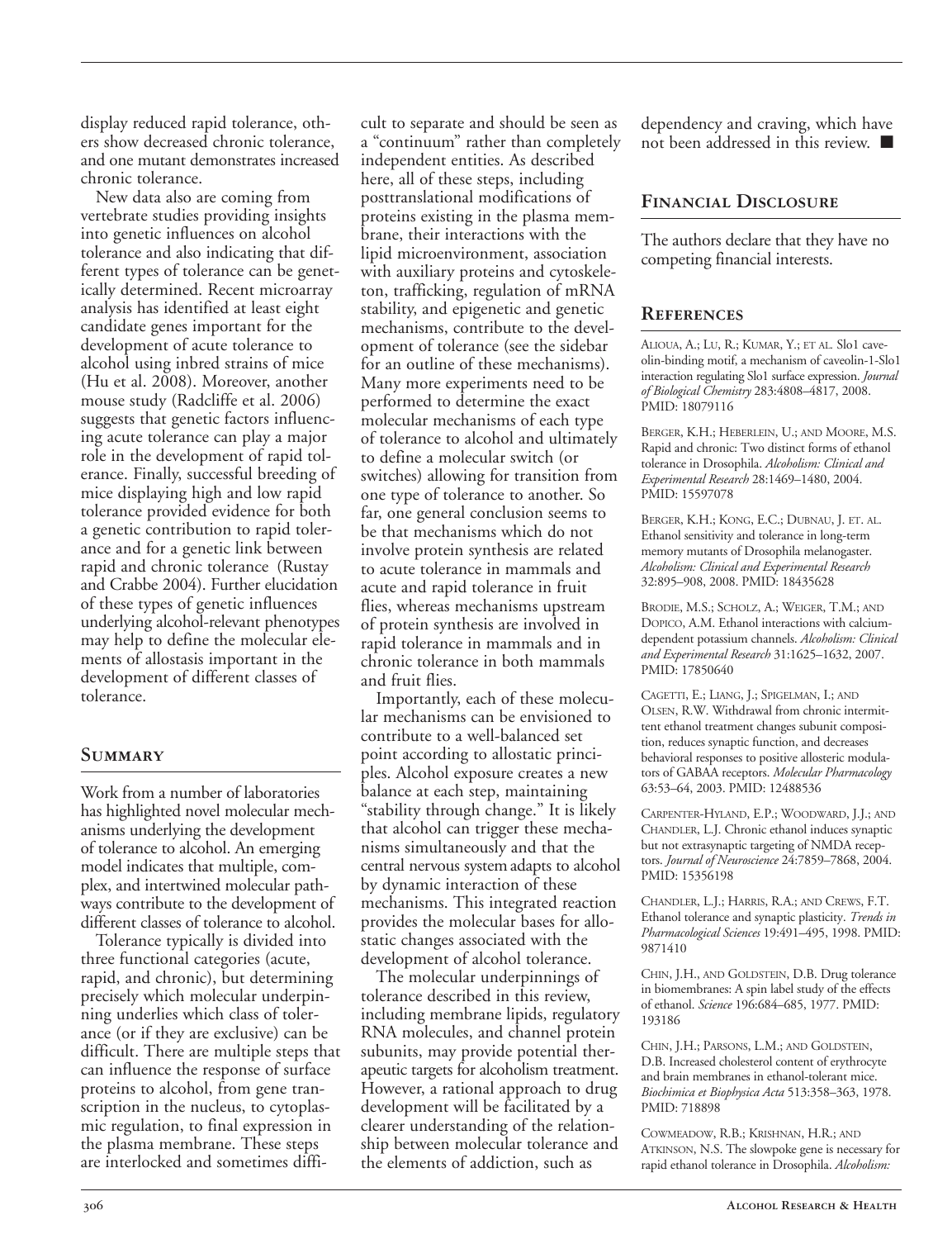display reduced rapid tolerance, others show decreased chronic tolerance, and one mutant demonstrates increased chronic tolerance.

New data also are coming from vertebrate studies providing insights into genetic influences on alcohol tolerance and also indicating that different types of tolerance can be genetically determined. Recent microarray analysis has identified at least eight candidate genes important for the development of acute tolerance to alcohol using inbred strains of mice (Hu et al. 2008). Moreover, another mouse study (Radcliffe et al. 2006) suggests that genetic factors influencing acute tolerance can play a major role in the development of rapid tolerance. Finally, successful breeding of mice displaying high and low rapid tolerance provided evidence for both a genetic contribution to rapid tolerance and for a genetic link between rapid and chronic tolerance (Rustay and Crabbe 2004). Further elucidation of these types of genetic influences underlying alcohol-relevant phenotypes may help to define the molecular elements of allostasis important in the development of different classes of tolerance.

## Summary

Work from a number of laboratories has highlighted novel molecular mechanisms underlying the development of tolerance to alcohol. An emerging model indicates that multiple, complex, and intertwined molecular pathways contribute to the development of different classes of tolerance to alcohol.

Tolerance typically is divided into three functional categories (acute, rapid, and chronic), but determining precisely which molecular underpinning underlies which class of tolerance (or if they are exclusive) can be difficult. There are multiple steps that can influence the response of surface proteins to alcohol, from gene transcription in the nucleus, to cytoplasmic regulation, to final expression in the plasma membrane. These steps are interlocked and sometimes difficult to separate and should be seen as a "continuum" rather than completely independent entities. As described here, all of these steps, including posttranslational modifications of proteins existing in the plasma membrane, their interactions with the lipid microenvironment, association with auxiliary proteins and cytoskeleton, trafficking, regulation of mRNA stability, and epigenetic and genetic mechanisms, contribute to the development of tolerance (see the sidebar for an outline of these mechanisms). Many more experiments need to be performed to determine the exact molecular mechanisms of each type of tolerance to alcohol and ultimately to define a molecular switch (or switches) allowing for transition from one type of tolerance to another. So far, one general conclusion seems to be that mechanisms which do not involve protein synthesis are related to acute tolerance in mammals and acute and rapid tolerance in fruit flies, whereas mechanisms upstream of protein synthesis are involved in rapid tolerance in mammals and in chronic tolerance in both mammals and fruit flies.

Importantly, each of these molecular mechanisms can be envisioned to contribute to a well-balanced set point according to allostatic principles. Alcohol exposure creates a new balance at each step, maintaining "stability through change." It is likely that alcohol can trigger these mechanisms simultaneously and that the central nervous system adapts to alcohol by dynamic interaction of these mechanisms. This integrated reaction provides the molecular bases for allostatic changes associated with the development of alcohol tolerance.

The molecular underpinnings of tolerance described in this review, including membrane lipids, regulatory RNA molecules, and channel protein subunits, may provide potential therapeutic targets for alcoholism treatment. However, a rational approach to drug development will be facilitated by a clearer understanding of the relationship between molecular tolerance and the elements of addiction, such as dependency and craving, which have not been addressed in this review. ■

## Financial Disclosure

The authors declare that they have no competing financial interests.

## References

Alioua, A.; Lu, R.; Kumar, Y.; et al. Slo1 caveolin-binding motif, a mechanism of caveolin-1-Slo1 interaction regulating Slo1 surface expression. *Journal of Biological Chemistry* 283:4808–4817, 2008. PMID: 18079116

Berger, K.H.; Heberlein, U.; and Moore, M.S. Rapid and chronic: Two distinct forms of ethanol tolerance in Drosophila. *Alcoholism: Clinical and Experimental Research* 28:1469–1480, 2004. PMID: 15597078

Berger, K.H.; Kong, E.C.; Dubnau, J. et. al. Ethanol sensitivity and tolerance in long-term memory mutants of Drosophila melanogaster. *Alcoholism: Clinical and Experimental Research* 32:895–908, 2008. PMID: 18435628

Brodie, M.S.; Scholz, A.; Weiger, T.M.; and Dopico, A.M. Ethanol interactions with calcium-dependent potassium channels. *Alcoholism: Clinical and Experimental Research* 31:1625–1632, 2007. PMID: 17850640

Cagetti, E.; Liang, J.; Spigelman, I.; and Olsen, R.W. Withdrawal from chronic intermittent ethanol treatment changes subunit composition, reduces synaptic function, and decreases behavioral responses to positive allosteric modulators of GABAA receptors. *Molecular Pharmacology* 63:53–64, 2003. PMID: 12488536

Carpenter-Hyland, E.P.; Woodward, J.J.; and Chandler, L.J. Chronic ethanol induces synaptic but not extrasynaptic targeting of NMDA receptors. *Journal of Neuroscience* 24:7859–7868, 2004. PMID: 15356198

Chandler, L.J.; Harris, R.A.; and Crews, F.T. Ethanol tolerance and synaptic plasticity. *Trends in Pharmacological Sciences* 19:491–495, 1998. PMID: 9871410

Chin, J.H., and Goldstein, D.B. Drug tolerance in biomembranes: A spin label study of the effects of ethanol. *Science* 196:684–685, 1977. PMID: 193186

Chin, J.H.; Parsons, L.M.; and Goldstein, D.B. Increased cholesterol content of erythrocyte and brain membranes in ethanol-tolerant mice. *Biochimica et Biophysica Acta* 513:358–363, 1978. PMID: 718898

Cowmeadow, R.B.; Krishnan, H.R.; and Atkinson, N.S. The slowpoke gene is necessary for rapid ethanol tolerance in Drosophila. *Alcoholism:*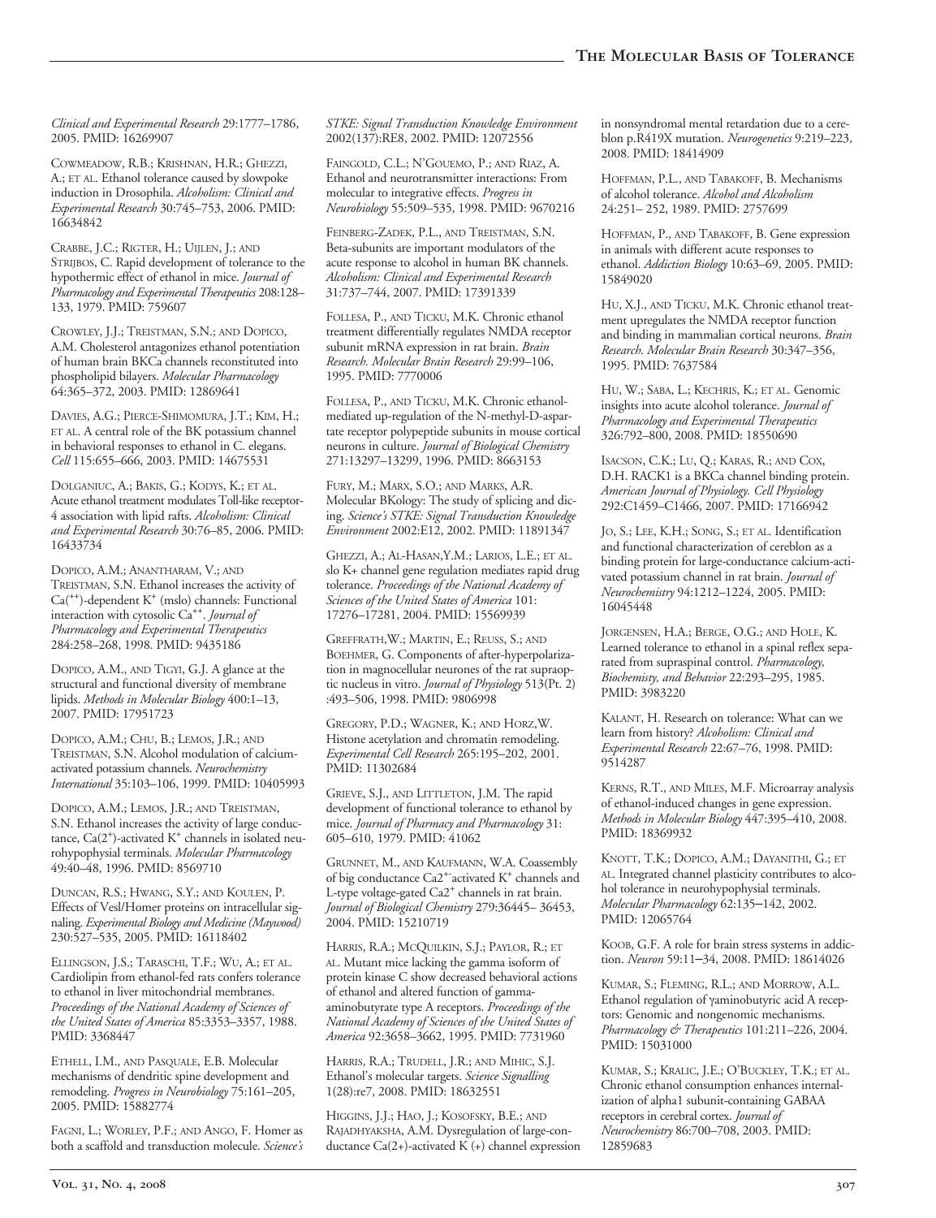*Clinical and Experimental Research* 29:1777–1786, 2005. PMID: 16269907

Cowmeadow, R.B.; Krishnan, H.R.; Ghezzi, A.; et al. Ethanol tolerance caused by slowpoke induction in Drosophila. *Alcoholism: Clinical and Experimental Research* 30:745–753, 2006. PMID: 16634842

Crabbe, J.C.; Rigter, H.; Uijlen, J.; and Strijbos, C. Rapid development of tolerance to the hypothermic effect of ethanol in mice. *Journal of Pharmacology and Experimental Therapeutics* 208:128–133, 1979. PMID: 759607

Crowley, J.J.; Treistman, S.N.; and Dopico, A.M. Cholesterol antagonizes ethanol potentiation of human brain BKCa channels reconstituted into phospholipid bilayers. *Molecular Pharmacology* 64:365–372, 2003. PMID: 12869641

Davies, A.G.; Pierce-Shimomura, J.T.; Kim, H.; et al. A central role of the BK potassium channel in behavioral responses to ethanol in C. elegans. *Cell* 115:655–666, 2003. PMID: 14675531

Dolganiuc, A.; Bakis, G.; Kodys, K.; et al. Acute ethanol treatment modulates Toll-like receptor-4 association with lipid rafts. *Alcoholism: Clinical and Experimental Research* 30:76–85, 2006. PMID: 16433734

Dopico, A.M.; Anantharam, V.; and Treistman, S.N. Ethanol increases the activity of $Ca^{++}$-dependent $K^{+}$ (mslo) channels: Functional interaction with cytosolic $Ca^{++}$. *Journal of Pharmacology and Experimental Therapeutics* 284:258–268, 1998. PMID: 9435186

Dopico, A.M., and Tigyi, G.J. A glance at the structural and functional diversity of membrane lipids. *Methods in Molecular Biology* 400:1–13, 2007. PMID: 17951723

Dopico, A.M.; Chu, B.; Lemos, J.R.; and Treistman, S.N. Alcohol modulation of calcium-activated potassium channels. *Neurochemistry International* 35:103–106, 1999. PMID: 10405993

Dopico, A.M.; Lemos, J.R.; and Treistman, S.N. Ethanol increases the activity of large conductance, $Ca(2^{+})$-activated $K^{+}$ channels in isolated neurohypophysial terminals. *Molecular Pharmacology* 49:40–48, 1996. PMID: 8569710

Duncan, R.S.; Hwang, S.Y.; and Koulen, P. Effects of Vesl/Homer proteins on intracellular signaling. *Experimental Biology and Medicine (Maywood)* 230:527–535, 2005. PMID: 16118402

Ellingson, J.S.; Taraschi, T.F.; Wu, A.; et al. Cardiolipin from ethanol-fed rats confers tolerance to ethanol in liver mitochondrial membranes. *Proceedings of the National Academy of Sciences of the United States of America* 85:3353–3357, 1988. PMID: 3368447

Ethell, I.M., and Pasquale, E.B. Molecular mechanisms of dendritic spine development and remodeling. *Progress in Neurobiology* 75:161–205, 2005. PMID: 15882774

Fagni, L.; Worley, P.F.; and Ango, F. Homer as both a scaffold and transduction molecule. *Science's STKE: Signal Transduction Knowledge Environment* 2002(137):RE8, 2002. PMID: 12072556

Faingold, C.L.; N'Gouemo, P.; and Riaz, A. Ethanol and neurotransmitter interactions: From molecular to integrative effects. *Progress in Neurobiology* 55:509–535, 1998. PMID: 9670216

Feinberg-Zadek, P.L., and Treistman, S.N. Beta-subunits are important modulators of the acute response to alcohol in human BK channels. *Alcoholism: Clinical and Experimental Research* 31:737–744, 2007. PMID: 17391339

Follesa, P., and Ticku, M.K. Chronic ethanol treatment differentially regulates NMDA receptor subunit mRNA expression in rat brain. *Brain Research. Molecular Brain Research* 29:99–106, 1995. PMID: 7770006

Follesa, P., and Ticku, M.K. Chronic ethanol-mediated up-regulation of the N-methyl-D-aspartate receptor polypeptide subunits in mouse cortical neurons in culture. *Journal of Biological Chemistry* 271:13297–13299, 1996. PMID: 8663153

Fury, M.; Marx, S.O.; and Marks, A.R. Molecular BKology: The study of splicing and dicing. *Science's STKE: Signal Transduction Knowledge Environment* 2002:E12, 2002. PMID: 11891347

Ghezzi, A.; Al-Hasan,Y.M.; Larios, L.E.; et al. slo K+ channel gene regulation mediates rapid drug tolerance. *Proceedings of the National Academy of Sciences of the United States of America* 101: 17276–17281, 2004. PMID: 15569939

Greffrath,W.; Martin, E.; Reuss, S.; and Boehmer, G. Components of after-hyperpolarization in magnocellular neurones of the rat supraoptic nucleus in vitro. *Journal of Physiology* 513(Pt. 2) :493–506, 1998. PMID: 9806998

Gregory, P.D.; Wagner, K.; and Horz,W. Histone acetylation and chromatin remodeling. *Experimental Cell Research* 265:195–202, 2001. PMID: 11302684

Grieve, S.J., and Littleton, J.M. The rapid development of functional tolerance to ethanol by mice. *Journal of Pharmacy and Pharmacology* 31: 605–610, 1979. PMID: 41062

Grunnet, M., and Kaufmann, W.A. Coassembly of big conductance $Ca2^{+}$-activated $K^{+}$ channels and L-type voltage-gated $Ca2^{+}$ channels in rat brain. *Journal of Biological Chemistry* 279:36445– 36453, 2004. PMID: 15210719

Harris, R.A.; McQuilkin, S.J.; Paylor, R.; et al. Mutant mice lacking the gamma isoform of protein kinase C show decreased behavioral actions of ethanol and altered function of gamma-aminobutyrate type A receptors. *Proceedings of the National Academy of Sciences of the United States of America* 92:3658–3662, 1995. PMID: 7731960

Harris, R.A.; Trudell, J.R.; and Mihic, S.J. Ethanol's molecular targets. *Science Signalling* 1(28):re7, 2008. PMID: 18632551

Higgins, J.J.; Hao, J.; Kosofsky, B.E.; and Rajadhyaksha, A.M. Dysregulation of large-conductance Ca(2+)-activated K (+) channel expression in nonsyndromal mental retardation due to a cereblon p.R419X mutation. *Neurogenetics* 9:219–223, 2008. PMID: 18414909

Hoffman, P.L., and Tabakoff, B. Mechanisms of alcohol tolerance. *Alcohol and Alcoholism* 24:251– 252, 1989. PMID: 2757699

Hoffman, P., and Tabakoff, B. Gene expression in animals with different acute responses to ethanol. *Addiction Biology* 10:63–69, 2005. PMID: 15849020

Hu, X.J., and Ticku, M.K. Chronic ethanol treatment upregulates the NMDA receptor function and binding in mammalian cortical neurons. *Brain Research. Molecular Brain Research* 30:347–356, 1995. PMID: 7637584

Hu, W.; Saba, L.; Kechris, K.; et al. Genomic insights into acute alcohol tolerance. *Journal of Pharmacology and Experimental Therapeutics* 326:792–800, 2008. PMID: 18550690

Isacson, C.K.; Lu, Q.; Karas, R.; and Cox, D.H. RACK1 is a BKCa channel binding protein. *American Journal of Physiology. Cell Physiology* 292:C1459–C1466, 2007. PMID: 17166942

Jo, S.; Lee, K.H.; Song, S.; et al. Identification and functional characterization of cereblon as a binding protein for large-conductance calcium-activated potassium channel in rat brain. *Journal of Neurochemistry* 94:1212–1224, 2005. PMID: 16045448

Jorgensen, H.A.; Berge, O.G.; and Hole, K. Learned tolerance to ethanol in a spinal reflex separated from supraspinal control. *Pharmacology, Biochemisty, and Behavior* 22:293–295, 1985. PMID: 3983220

Kalant, H. Research on tolerance: What can we learn from history? *Alcoholism: Clinical and Experimental Research* 22:67–76, 1998. PMID: 9514287

Kerns, R.T., and Miles, M.F. Microarray analysis of ethanol-induced changes in gene expression. *Methods in Molecular Biology* 447:395–410, 2008. PMID: 18369932

Knott, T.K.; Dopico, A.M.; Dayanithi, G.; et al. Integrated channel plasticity contributes to alcohol tolerance in neurohypophysial terminals. *Molecular Pharmacology* 62:135–142, 2002. PMID: 12065764

Koob, G.F. A role for brain stress systems in addiction. *Neuron* 59:11–34, 2008. PMID: 18614026

Kumar, S.; Fleming, R.L.; and Morrow, A.L. Ethanol regulation of γaminobutyric acid A receptors: Genomic and nongenomic mechanisms. *Pharmacology & Therapeutics* 101:211–226, 2004. PMID: 15031000

Kumar, S.; Kralic, J.E.; O'Buckley, T.K.; et al. Chronic ethanol consumption enhances internalization of alpha1 subunit-containing GABAA receptors in cerebral cortex. *Journal of Neurochemistry* 86:700–708, 2003. PMID: 12859683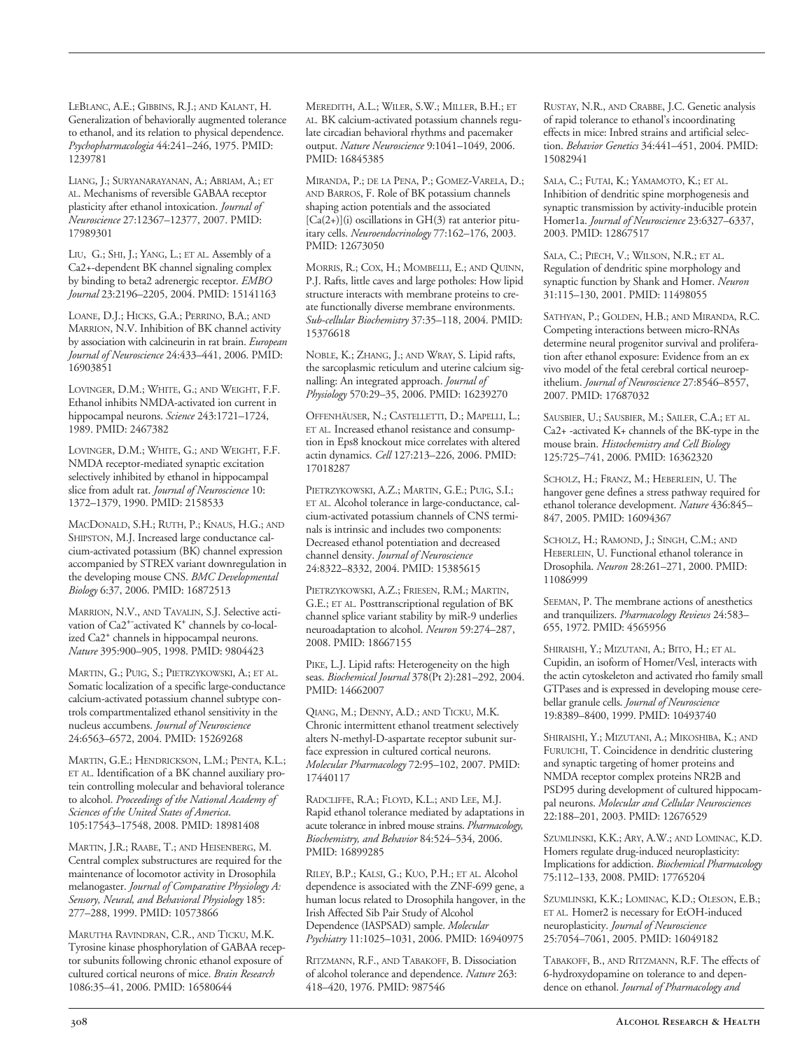LeBlanc, A.E.; Gibbins, R.J.; and Kalant, H. Generalization of behaviorally augmented tolerance to ethanol, and its relation to physical dependence. *Psychopharmacologia* 44:241–246, 1975. PMID: 1239781

Liang, J.; Suryanarayanan, A.; Abriam, A.; et al. Mechanisms of reversible GABAA receptor plasticity after ethanol intoxication. *Journal of Neuroscience* 27:12367–12377, 2007. PMID: 17989301

Liu, G.; Shi, J.; Yang, L.; et al. Assembly of a Ca2+-dependent BK channel signaling complex by binding to beta2 adrenergic receptor. *EMBO Journal* 23:2196–2205, 2004. PMID: 15141163

Loane, D.J.; Hicks, G.A.; Perrino, B.A.; and Marrion, N.V. Inhibition of BK channel activity by association with calcineurin in rat brain. *European Journal of Neuroscience* 24:433–441, 2006. PMID: 16903851

Lovinger, D.M.; White, G.; and Weight, F.F. Ethanol inhibits NMDA-activated ion current in hippocampal neurons. *Science* 243:1721–1724, 1989. PMID: 2467382

Lovinger, D.M.; White, G.; and Weight, F.F. NMDA receptor-mediated synaptic excitation selectively inhibited by ethanol in hippocampal slice from adult rat. *Journal of Neuroscience* 10: 1372–1379, 1990. PMID: 2158533

MacDonald, S.H.; Ruth, P.; Knaus, H.G.; and Shipston, M.J. Increased large conductance calcium-activated potassium (BK) channel expression accompanied by STREX variant downregulation in the developing mouse CNS. *BMC Developmental Biology* 6:37, 2006. PMID: 16872513

Marrion, N.V., and Tavalin, S.J. Selective activation of $Ca2^{+-}$activated $K^{+}$ channels by co-localized $Ca2^{+}$ channels in hippocampal neurons. *Nature* 395:900–905, 1998. PMID: 9804423

Martin, G.; Puig, S.; Pietrzykowski, A.; et al. Somatic localization of a specific large-conductance calcium-activated potassium channel subtype controls compartmentalized ethanol sensitivity in the nucleus accumbens. *Journal of Neuroscience* 24:6563–6572, 2004. PMID: 15269268

Martin, G.E.; Hendrickson, L.M.; Penta, K.L.; et al. Identification of a BK channel auxiliary protein controlling molecular and behavioral tolerance to alcohol. *Proceedings of the National Academy of Sciences of the United States of America*. 105:17543–17548, 2008. PMID: 18981408

Martin, J.R.; Raabe, T.; and Heisenberg, M. Central complex substructures are required for the maintenance of locomotor activity in Drosophila melanogaster. *Journal of Comparative Physiology A: Sensory, Neural, and Behavioral Physiology* 185: 277–288, 1999. PMID: 10573866

Marutha Ravindran, C.R., and Ticku, M.K. Tyrosine kinase phosphorylation of GABAA receptor subunits following chronic ethanol exposure of cultured cortical neurons of mice. *Brain Research* 1086:35–41, 2006. PMID: 16580644

Meredith, A.L.; Wiler, S.W.; Miller, B.H.; et al. BK calcium-activated potassium channels regulate circadian behavioral rhythms and pacemaker output. *Nature Neuroscience* 9:1041–1049, 2006. PMID: 16845385

Miranda, P.; de la Pena, P.; Gomez-Varela, D.; and Barros, F. Role of BK potassium channels shaping action potentials and the associated [Ca(2+)](i) oscillations in GH(3) rat anterior pituitary cells. *Neuroendocrinology* 77:162–176, 2003. PMID: 12673050

Morris, R.; Cox, H.; Mombelli, E.; and Quinn, P.J. Rafts, little caves and large potholes: How lipid structure interacts with membrane proteins to create functionally diverse membrane environments. *Sub-cellular Biochemistry* 37:35–118, 2004. PMID: 15376618

Noble, K.; Zhang, J.; and Wray, S. Lipid rafts, the sarcoplasmic reticulum and uterine calcium signalling: An integrated approach. *Journal of Physiology* 570:29–35, 2006. PMID: 16239270

Offenhäuser, N.; Castelletti, D.; Mapelli, L.; et al. Increased ethanol resistance and consumption in Eps8 knockout mice correlates with altered actin dynamics. *Cell* 127:213–226, 2006. PMID: 17018287

Pietrzykowski, A.Z.; Martin, G.E.; Puig, S.I.; et al. Alcohol tolerance in large-conductance, calcium-activated potassium channels of CNS terminals is intrinsic and includes two components: Decreased ethanol potentiation and decreased channel density. *Journal of Neuroscience* 24:8322–8332, 2004. PMID: 15385615

Pietrzykowski, A.Z.; Friesen, R.M.; Martin, G.E.; et al. Posttranscriptional regulation of BK channel splice variant stability by miR-9 underlies neuroadaptation to alcohol. *Neuron* 59:274–287, 2008. PMID: 18667155

Pike, L.J. Lipid rafts: Heterogeneity on the high seas. *Biochemical Journal* 378(Pt 2):281–292, 2004. PMID: 14662007

Qiang, M.; Denny, A.D.; and Ticku, M.K. Chronic intermittent ethanol treatment selectively alters N-methyl-D-aspartate receptor subunit surface expression in cultured cortical neurons. *Molecular Pharmacology* 72:95–102, 2007. PMID: 17440117

Radcliffe, R.A.; Floyd, K.L.; and Lee, M.J. Rapid ethanol tolerance mediated by adaptations in acute tolerance in inbred mouse strains. *Pharmacology, Biochemistry, and Behavior* 84:524–534, 2006. PMID: 16899285

Riley, B.P.; Kalsi, G.; Kuo, P.H.; et al. Alcohol dependence is associated with the ZNF-699 gene, a human locus related to Drosophila hangover, in the Irish Affected Sib Pair Study of Alcohol Dependence (IASPSAD) sample. *Molecular Psychiatry* 11:1025–1031, 2006. PMID: 16940975

Ritzmann, R.F., and Tabakoff, B. Dissociation of alcohol tolerance and dependence. *Nature* 263: 418–420, 1976. PMID: 987546

Rustay, N.R., and Crabbe, J.C. Genetic analysis of rapid tolerance to ethanol's incoordinating effects in mice: Inbred strains and artificial selection. *Behavior Genetics* 34:441–451, 2004. PMID: 15082941

Sala, C.; Futai, K.; Yamamoto, K.; et al. Inhibition of dendritic spine morphogenesis and synaptic transmission by activity-inducible protein Homer1a. *Journal of Neuroscience* 23:6327–6337, 2003. PMID: 12867517

Sala, C.; Piëch, V.; Wilson, N.R.; et al. Regulation of dendritic spine morphology and synaptic function by Shank and Homer. *Neuron* 31:115–130, 2001. PMID: 11498055

Sathyan, P.; Golden, H.B.; and Miranda, R.C. Competing interactions between micro-RNAs determine neural progenitor survival and proliferation after ethanol exposure: Evidence from an ex vivo model of the fetal cerebral cortical neuroepithelium. *Journal of Neuroscience* 27:8546–8557, 2007. PMID: 17687032

Sausbier, U.; Sausbier, M.; Sailer, C.A.; et al. Ca2+ -activated K+ channels of the BK-type in the mouse brain. *Histochemistry and Cell Biology* 125:725–741, 2006. PMID: 16362320

Scholz, H.; Franz, M.; Heberlein, U. The hangover gene defines a stress pathway required for ethanol tolerance development. *Nature* 436:845–847, 2005. PMID: 16094367

Scholz, H.; Ramond, J.; Singh, C.M.; and Heberlein, U. Functional ethanol tolerance in Drosophila. *Neuron* 28:261–271, 2000. PMID: 11086999

Seeman, P. The membrane actions of anesthetics and tranquilizers. *Pharmacology Reviews* 24:583–655, 1972. PMID: 4565956

Shiraishi, Y.; Mizutani, A.; Bito, H.; et al. Cupidin, an isoform of Homer/Vesl, interacts with the actin cytoskeleton and activated rho family small GTPases and is expressed in developing mouse cerebellar granule cells. *Journal of Neuroscience* 19:8389–8400, 1999. PMID: 10493740

Shiraishi, Y.; Mizutani, A.; Mikoshiba, K.; and Furuichi, T. Coincidence in dendritic clustering and synaptic targeting of homer proteins and NMDA receptor complex proteins NR2B and PSD95 during development of cultured hippocampal neurons. *Molecular and Cellular Neurosciences* 22:188–201, 2003. PMID: 12676529

Szumlinski, K.K.; Ary, A.W.; and Lominac, K.D. Homers regulate drug-induced neuroplasticity: Implications for addiction. *Biochemical Pharmacology* 75:112–133, 2008. PMID: 17765204

Szumlinski, K.K.; Lominac, K.D.; Oleson, E.B.; et al. Homer2 is necessary for EtOH-induced neuroplasticity. *Journal of Neuroscience* 25:7054–7061, 2005. PMID: 16049182

Tabakoff, B., and Ritzmann, R.F. The effects of 6-hydroxydopamine on tolerance to and dependence on ethanol. *Journal of Pharmacology and*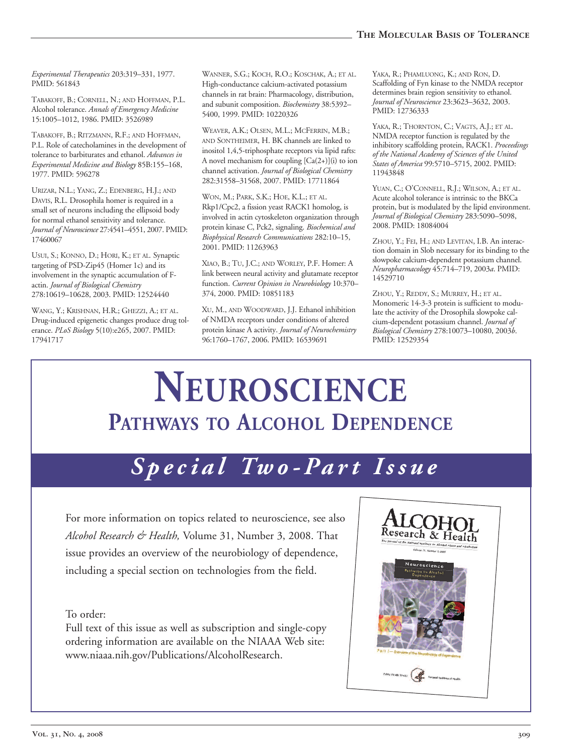*Experimental Therapeutics* 203:319–331, 1977. PMID: 561843

TABAKOFF, B.; CORNELL, N.; AND HOFFMAN, P.L. Alcohol tolerance. *Annals of Emergency Medicine* 15:1005–1012, 1986. PMID: 3526989

TABAKOFF, B.; RITZMANN, R.F.; AND HOFFMAN, P.L. Role of catecholamines in the development of tolerance to barbiturates and ethanol. *Advances in Experimental Medicine and Biology* 85B:155–168, 1977. PMID: 596278

URIZAR, N.L.; YANG, Z.; EDENBERG, H.J.; AND DAVIS, R.L. Drosophila homer is required in a small set of neurons including the ellipsoid body for normal ethanol sensitivity and tolerance. *Journal of Neuroscience* 27:4541–4551, 2007. PMID: 17460067

USUI, S.; KONNO, D.; HORI, K.; ET AL. Synaptic targeting of PSD-Zip45 (Homer 1c) and its involvement in the synaptic accumulation of F-actin. *Journal of Biological Chemistry* 278:10619–10628, 2003. PMID: 12524440

WANG, Y.; KRISHNAN, H.R.; GHEZZI, A.; ET AL. Drug-induced epigenetic changes produce drug tolerance. *PLoS Biology* 5(10):e265, 2007. PMID: 17941717

WANNER, S.G.; KOCH, R.O.; KOSCHAK, A.; ET AL. High-conductance calcium-activated potassium channels in rat brain: Pharmacology, distribution, and subunit composition. *Biochemistry* 38:5392–5400, 1999. PMID: 10220326

WEAVER, A.K.; OLSEN, M.L.; MCFERRIN, M.B.; AND SONTHEIMER, H. BK channels are linked to inositol 1,4,5-triphosphate receptors via lipid rafts: A novel mechanism for coupling [Ca(2+)](i) to ion channel activation. *Journal of Biological Chemistry* 282:31558–31568, 2007. PMID: 17711864

WON, M.; PARK, S.K.; HOE, K.L.; ET AL. Rkp1/Cpc2, a fission yeast RACK1 homolog, is involved in actin cytoskeleton organization through protein kinase C, Pck2, signaling. *Biochemical and Biophysical Research Communications* 282:10–15, 2001. PMID: 11263963

XIAO, B.; TU, J.C.; AND WORLEY, P.F. Homer: A link between neural activity and glutamate receptor function. *Current Opinion in Neurobiology* 10:370–374, 2000. PMID: 10851183

XU, M., AND WOODWARD, J.J. Ethanol inhibition of NMDA receptors under conditions of altered protein kinase A activity. *Journal of Neurochemistry* 96:1760–1767, 2006. PMID: 16539691

YAKA, R.; PHAMLUONG, K.; AND RON, D. Scaffolding of Fyn kinase to the NMDA receptor determines brain region sensitivity to ethanol. *Journal of Neuroscience* 23:3623–3632, 2003. PMID: 12736333

YAKA, R.; THORNTON, C.; VAGTS, A.J.; ET AL. NMDA receptor function is regulated by the inhibitory scaffolding protein, RACK1. *Proceedings of the National Academy of Sciences of the United States of America* 99:5710–5715, 2002. PMID: 11943848

YUAN, C.; O'CONNELL, R.J.; WILSON, A.; ET AL. Acute alcohol tolerance is intrinsic to the BKCa protein, but is modulated by the lipid environment. *Journal of Biological Chemistry* 283:5090–5098, 2008. PMID: 18084004

ZHOU, Y.; FEI, H.; AND LEVITAN, I.B. An interaction domain in Slob necessary for its binding to the slowpoke calcium-dependent potassium channel. *Neuropharmacology* 45:714–719, 2003*a*. PMID: 14529710

ZHOU, Y.; REDDY, S.; MURREY, H.; ET AL. Monomeric 14-3-3 protein is sufficient to modulate the activity of the Drosophila slowpoke calcium-dependent potassium channel. *Journal of Biological Chemistry* 278:10073–10080, 2003*b*. PMID: 12529354

# NEUROSCIENCE

## PATHWAYS TO ALCOHOL DEPENDENCE

### *Special Two-Part Issue*

For more information on topics related to neuroscience, see also *Alcohol Research & Health,* Volume 31, Number 3, 2008. That issue provides an overview of the neurobiology of dependence, including a special section on technologies from the field.

To order:
Full text of this issue as well as subscription and single-copy ordering information are available on the NIAAA Web site: www.niaaa.nih.gov/Publications/AlcoholResearch.